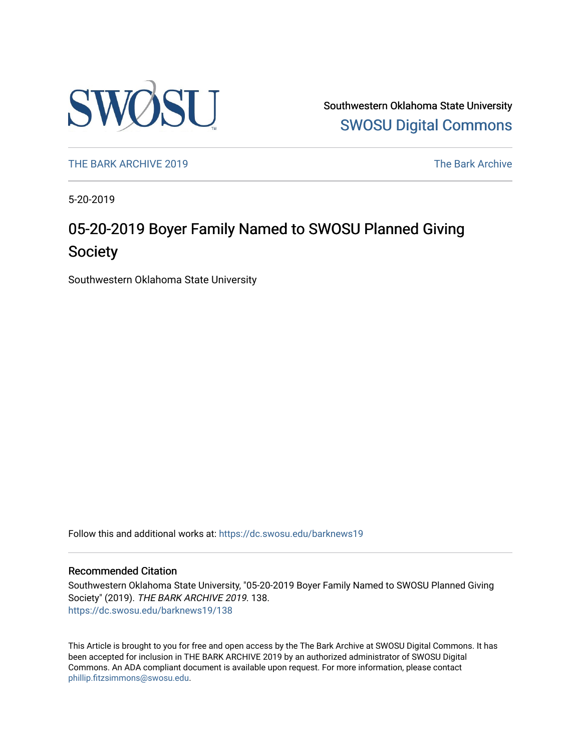Southwestern Oklahoma State University
SWOSU Digital Commons

THE BARK ARCHIVE 2019 | The Bark Archive

5-20-2019

# 05-20-2019 Boyer Family Named to SWOSU Planned Giving Society

Southwestern Oklahoma State University

Follow this and additional works at: https://dc.swosu.edu/barknews19

## Recommended Citation

Southwestern Oklahoma State University, "05-20-2019 Boyer Family Named to SWOSU Planned Giving Society" (2019). *THE BARK ARCHIVE 2019*. 138.
https://dc.swosu.edu/barknews19/138

This Article is brought to you for free and open access by the The Bark Archive at SWOSU Digital Commons. It has been accepted for inclusion in THE BARK ARCHIVE 2019 by an authorized administrator of SWOSU Digital Commons. An ADA compliant document is available upon request. For more information, please contact phillip.fitzsimmons@swosu.edu.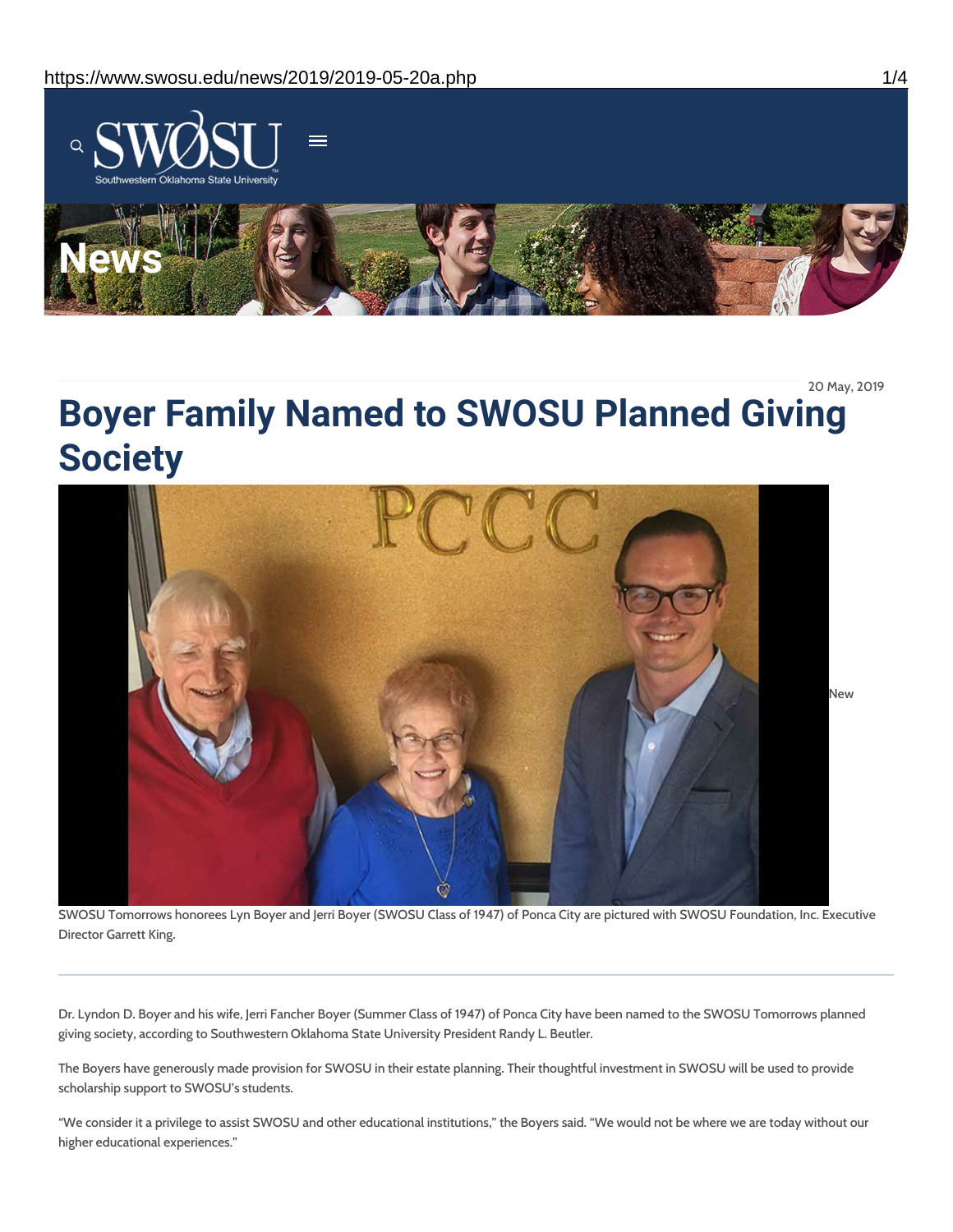20 May, 2019

# Boyer Family Named to SWOSU Planned Giving Society

New

SWOSU Tomorrows honorees Lyn Boyer and Jerri Boyer (SWOSU Class of 1947) of Ponca City are pictured with SWOSU Foundation, Inc. Executive Director Garrett King.

---

Dr. Lyndon D. Boyer and his wife, Jerri Fancher Boyer (Summer Class of 1947) of Ponca City have been named to the SWOSU Tomorrows planned giving society, according to Southwestern Oklahoma State University President Randy L. Beutler.

The Boyers have generously made provision for SWOSU in their estate planning. Their thoughtful investment in SWOSU will be used to provide scholarship support to SWOSU's students.

"We consider it a privilege to assist SWOSU and other educational institutions," the Boyers said. "We would not be where we are today without our higher educational experiences."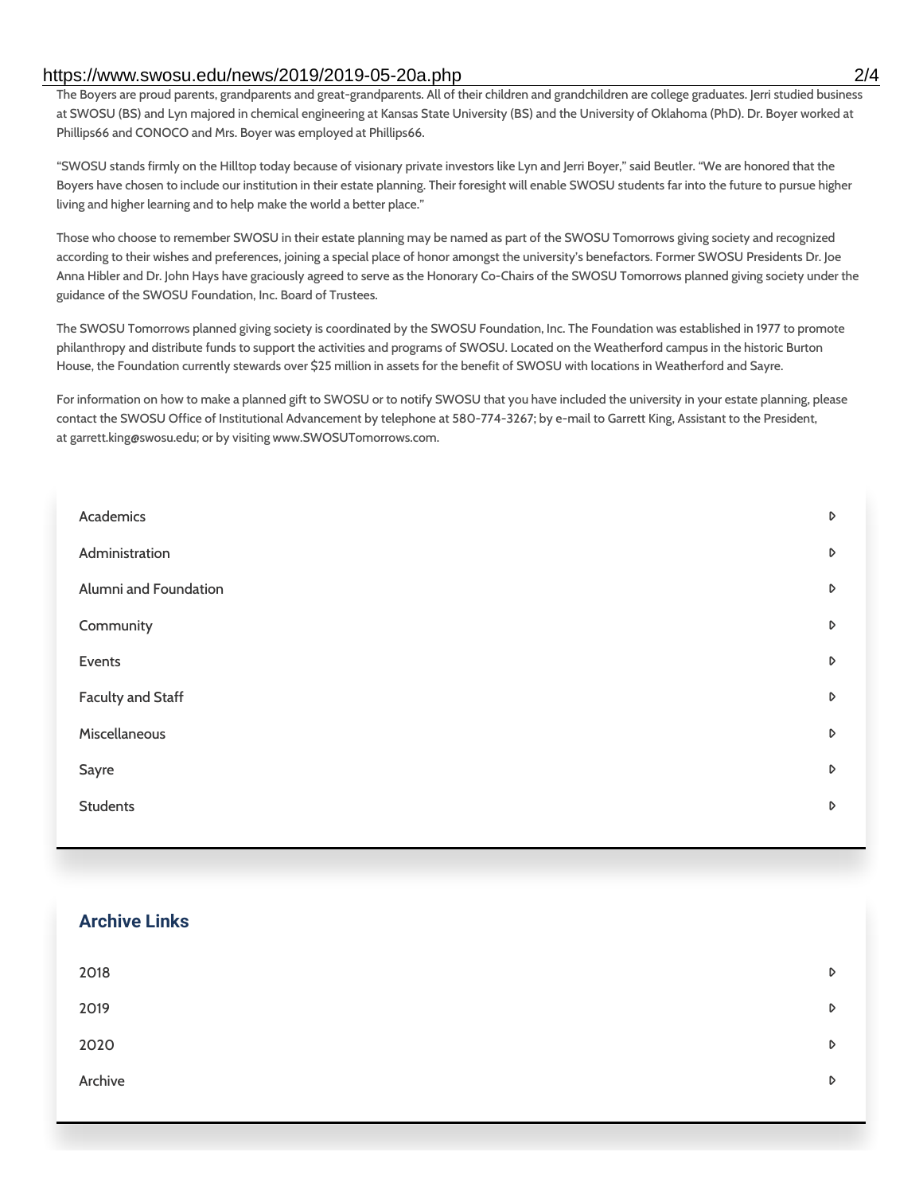The Boyers are proud parents, grandparents and great-grandparents. All of their children and grandchildren are college graduates. Jerri studied business at SWOSU (BS) and Lyn majored in chemical engineering at Kansas State University (BS) and the University of Oklahoma (PhD). Dr. Boyer worked at Phillips66 and CONOCO and Mrs. Boyer was employed at Phillips66.

"SWOSU stands firmly on the Hilltop today because of visionary private investors like Lyn and Jerri Boyer," said Beutler. "We are honored that the Boyers have chosen to include our institution in their estate planning. Their foresight will enable SWOSU students far into the future to pursue higher living and higher learning and to help make the world a better place."

Those who choose to remember SWOSU in their estate planning may be named as part of the SWOSU Tomorrows giving society and recognized according to their wishes and preferences, joining a special place of honor amongst the university's benefactors. Former SWOSU Presidents Dr. Joe Anna Hibler and Dr. John Hays have graciously agreed to serve as the Honorary Co-Chairs of the SWOSU Tomorrows planned giving society under the guidance of the SWOSU Foundation, Inc. Board of Trustees.

The SWOSU Tomorrows planned giving society is coordinated by the SWOSU Foundation, Inc. The Foundation was established in 1977 to promote philanthropy and distribute funds to support the activities and programs of SWOSU. Located on the Weatherford campus in the historic Burton House, the Foundation currently stewards over $25 million in assets for the benefit of SWOSU with locations in Weatherford and Sayre.

For information on how to make a planned gift to SWOSU or to notify SWOSU that you have included the university in your estate planning, please contact the SWOSU Office of Institutional Advancement by telephone at 580-774-3267; by e-mail to Garrett King, Assistant to the President, at garrett.king@swosu.edu; or by visiting www.SWOSUTomorrows.com.

- Academics
- Administration
- Alumni and Foundation
- Community
- Events
- Faculty and Staff
- Miscellaneous
- Sayre
- Students

## Archive Links

- 2018
- 2019
- 2020
- Archive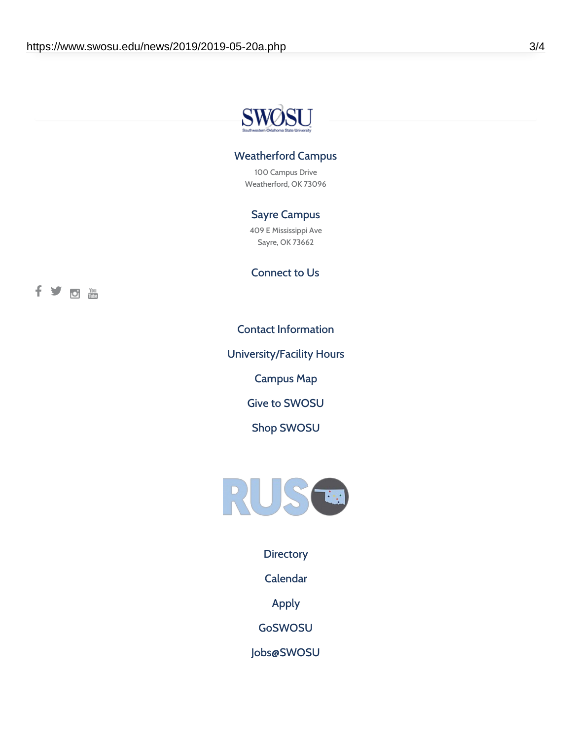### Weatherford Campus

100 Campus Drive
Weatherford, OK 73096

### Sayre Campus

409 E Mississippi Ave
Sayre, OK 73662

### Connect to Us

Contact Information

University/Facility Hours

Campus Map

Give to SWOSU

Shop SWOSU

Directory

Calendar

Apply

GoSWOSU

Jobs@SWOSU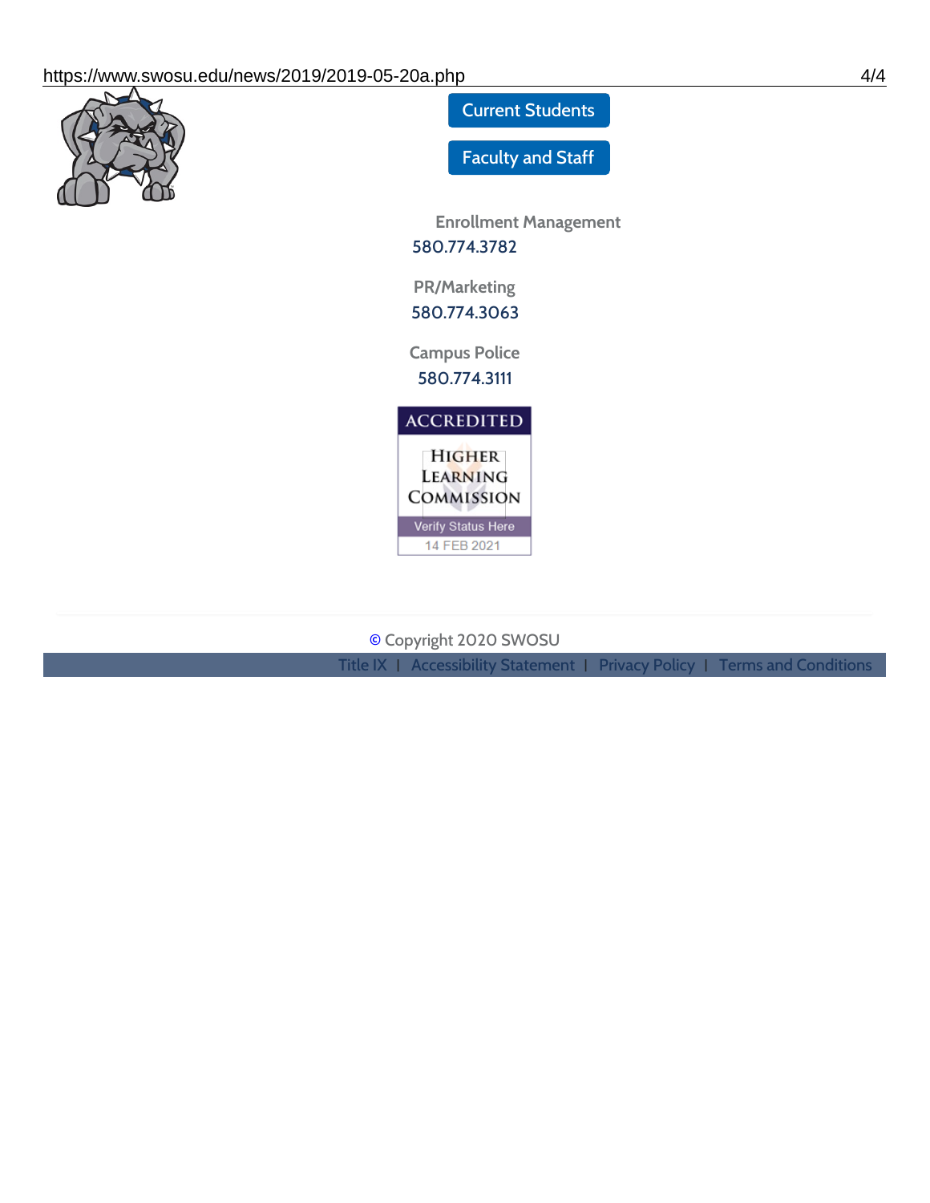Current Students

Faculty and Staff

Enrollment Management
580.774.3782

PR/Marketing
580.774.3063

Campus Police
580.774.3111

ACCREDITED

HIGHER LEARNING COMMISSION

Verify Status Here

14 FEB 2021

© Copyright 2020 SWOSU

Title IX | Accessibility Statement | Privacy Policy | Terms and Conditions